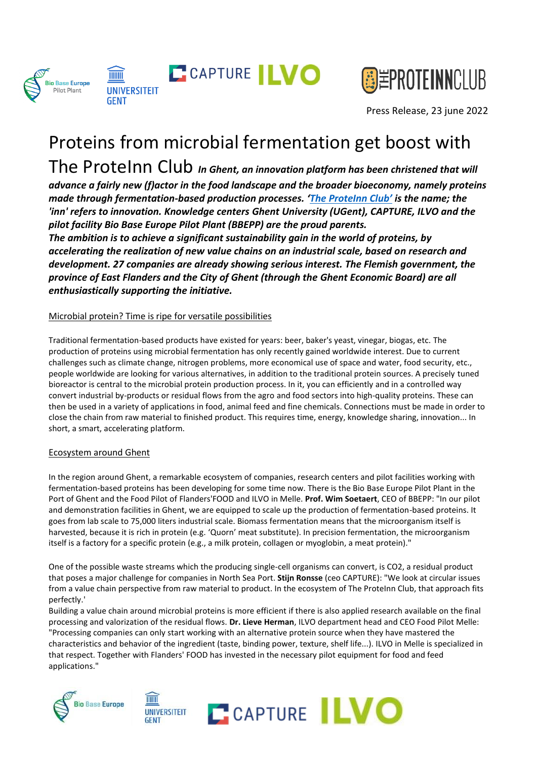Press Release, 23 june 2022

# Proteins from microbial fermentation get boost with The ProteInn Club

***In Ghent, an innovation platform has been christened that will advance a fairly new (f)actor in the food landscape and the broader bioeconomy, namely proteins made through fermentation-based production processes. 'The ProteInn Club' is the name; the 'inn' refers to innovation. Knowledge centers Ghent University (UGent), CAPTURE, ILVO and the pilot facility Bio Base Europe Pilot Plant (BBEPP) are the proud parents.***
***The ambition is to achieve a significant sustainability gain in the world of proteins, by accelerating the realization of new value chains on an industrial scale, based on research and development. 27 companies are already showing serious interest. The Flemish government, the province of East Flanders and the City of Ghent (through the Ghent Economic Board) are all enthusiastically supporting the initiative.***

## Microbial protein? Time is ripe for versatile possibilities

Traditional fermentation-based products have existed for years: beer, baker's yeast, vinegar, biogas, etc. The production of proteins using microbial fermentation has only recently gained worldwide interest. Due to current challenges such as climate change, nitrogen problems, more economical use of space and water, food security, etc., people worldwide are looking for various alternatives, in addition to the traditional protein sources. A precisely tuned bioreactor is central to the microbial protein production process. In it, you can efficiently and in a controlled way convert industrial by-products or residual flows from the agro and food sectors into high-quality proteins. These can then be used in a variety of applications in food, animal feed and fine chemicals. Connections must be made in order to close the chain from raw material to finished product. This requires time, energy, knowledge sharing, innovation... In short, a smart, accelerating platform.

## Ecosystem around Ghent

In the region around Ghent, a remarkable ecosystem of companies, research centers and pilot facilities working with fermentation-based proteins has been developing for some time now. There is the Bio Base Europe Pilot Plant in the Port of Ghent and the Food Pilot of Flanders'FOOD and ILVO in Melle. **Prof. Wim Soetaert**, CEO of BBEPP: "In our pilot and demonstration facilities in Ghent, we are equipped to scale up the production of fermentation-based proteins. It goes from lab scale to 75,000 liters industrial scale. Biomass fermentation means that the microorganism itself is harvested, because it is rich in protein (e.g. 'Quorn' meat substitute). In precision fermentation, the microorganism itself is a factory for a specific protein (e.g., a milk protein, collagen or myoglobin, a meat protein)."

One of the possible waste streams which the producing single-cell organisms can convert, is CO2, a residual product that poses a major challenge for companies in North Sea Port. **Stijn Ronsse** (ceo CAPTURE): "We look at circular issues from a value chain perspective from raw material to product. In the ecosystem of The ProteInn Club, that approach fits perfectly.'
Building a value chain around microbial proteins is more efficient if there is also applied research available on the final processing and valorization of the residual flows. **Dr. Lieve Herman**, ILVO department head and CEO Food Pilot Melle: "Processing companies can only start working with an alternative protein source when they have mastered the characteristics and behavior of the ingredient (taste, binding power, texture, shelf life...). ILVO in Melle is specialized in that respect. Together with Flanders' FOOD has invested in the necessary pilot equipment for food and feed applications."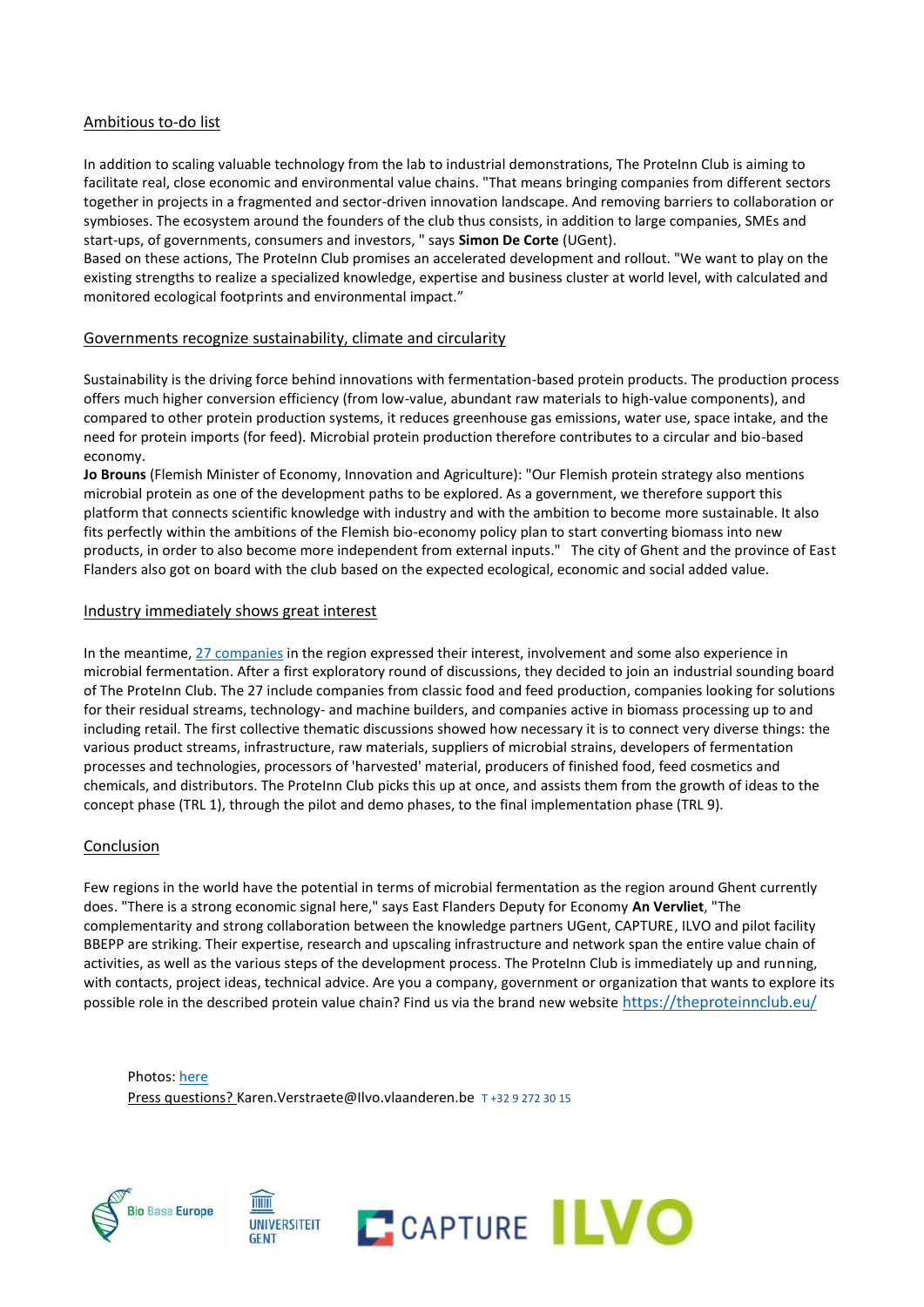## Ambitious to-do list

In addition to scaling valuable technology from the lab to industrial demonstrations, The ProteInn Club is aiming to facilitate real, close economic and environmental value chains. "That means bringing companies from different sectors together in projects in a fragmented and sector-driven innovation landscape. And removing barriers to collaboration or symbioses. The ecosystem around the founders of the club thus consists, in addition to large companies, SMEs and start-ups, of governments, consumers and investors, " says **Simon De Corte** (UGent).

Based on these actions, The ProteInn Club promises an accelerated development and rollout. "We want to play on the existing strengths to realize a specialized knowledge, expertise and business cluster at world level, with calculated and monitored ecological footprints and environmental impact."

## Governments recognize sustainability, climate and circularity

Sustainability is the driving force behind innovations with fermentation-based protein products. The production process offers much higher conversion efficiency (from low-value, abundant raw materials to high-value components), and compared to other protein production systems, it reduces greenhouse gas emissions, water use, space intake, and the need for protein imports (for feed). Microbial protein production therefore contributes to a circular and bio-based economy.

**Jo Brouns** (Flemish Minister of Economy, Innovation and Agriculture): "Our Flemish protein strategy also mentions microbial protein as one of the development paths to be explored. As a government, we therefore support this platform that connects scientific knowledge with industry and with the ambition to become more sustainable. It also fits perfectly within the ambitions of the Flemish bio-economy policy plan to start converting biomass into new products, in order to also become more independent from external inputs." The city of Ghent and the province of East Flanders also got on board with the club based on the expected ecological, economic and social added value.

## Industry immediately shows great interest

In the meantime, 27 companies in the region expressed their interest, involvement and some also experience in microbial fermentation. After a first exploratory round of discussions, they decided to join an industrial sounding board of The ProteInn Club. The 27 include companies from classic food and feed production, companies looking for solutions for their residual streams, technology- and machine builders, and companies active in biomass processing up to and including retail. The first collective thematic discussions showed how necessary it is to connect very diverse things: the various product streams, infrastructure, raw materials, suppliers of microbial strains, developers of fermentation processes and technologies, processors of 'harvested' material, producers of finished food, feed cosmetics and chemicals, and distributors. The ProteInn Club picks this up at once, and assists them from the growth of ideas to the concept phase (TRL 1), through the pilot and demo phases, to the final implementation phase (TRL 9).

## Conclusion

Few regions in the world have the potential in terms of microbial fermentation as the region around Ghent currently does. "There is a strong economic signal here," says East Flanders Deputy for Economy **An Vervliet**, "The complementarity and strong collaboration between the knowledge partners UGent, CAPTURE, ILVO and pilot facility BBEPP are striking. Their expertise, research and upscaling infrastructure and network span the entire value chain of activities, as well as the various steps of the development process. The ProteInn Club is immediately up and running, with contacts, project ideas, technical advice. Are you a company, government or organization that wants to explore its possible role in the described protein value chain? Find us via the brand new website https://theproteinnclub.eu/

Photos: here
Press questions? Karen.Verstraete@Ilvo.vlaanderen.be T +32 9 272 30 15

Bio Base Europe UNIVERSITEIT GENT CAPTURE ILVO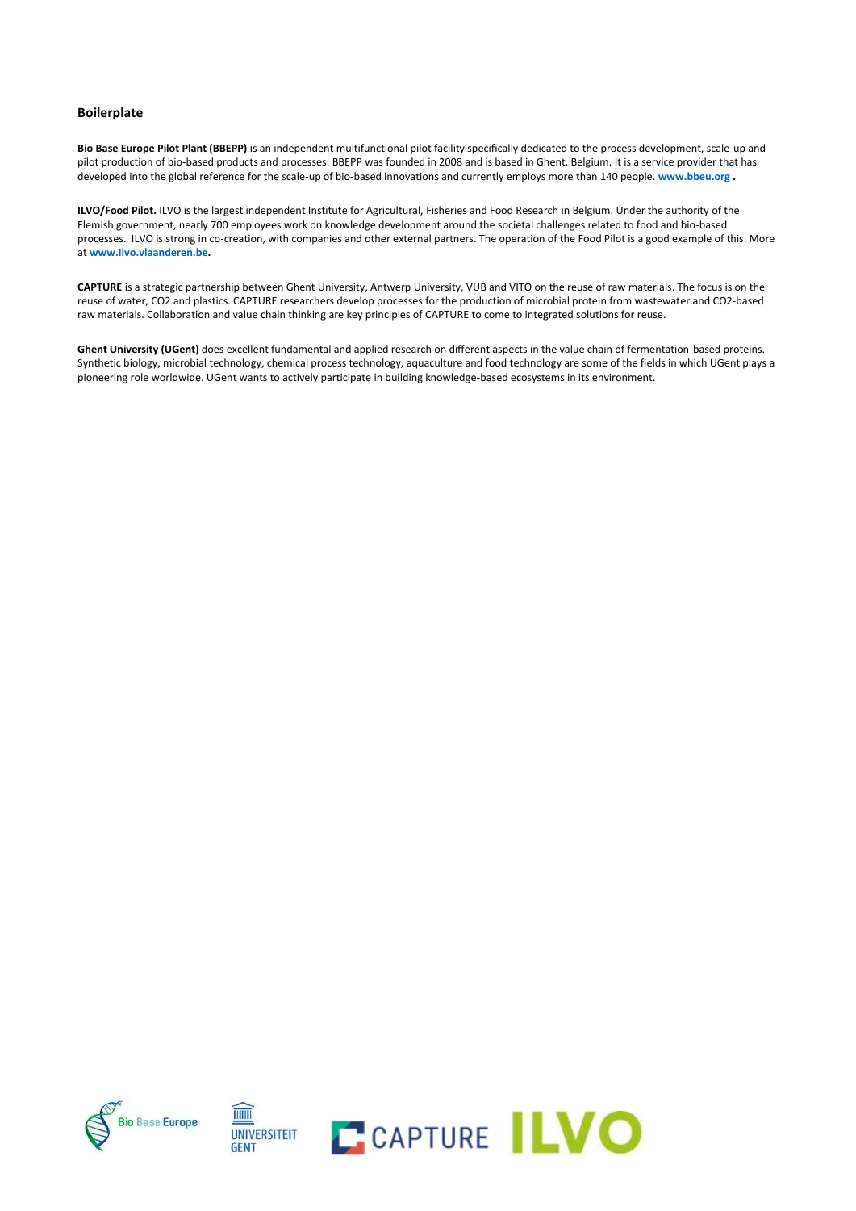### Boilerplate

**Bio Base Europe Pilot Plant (BBEPP)** is an independent multifunctional pilot facility specifically dedicated to the process development, scale-up and pilot production of bio-based products and processes. BBEPP was founded in 2008 and is based in Ghent, Belgium. It is a service provider that has developed into the global reference for the scale-up of bio-based innovations and currently employs more than 140 people. **www.bbeu.org .**

**ILVO/Food Pilot.** ILVO is the largest independent Institute for Agricultural, Fisheries and Food Research in Belgium. Under the authority of the Flemish government, nearly 700 employees work on knowledge development around the societal challenges related to food and bio-based processes. ILVO is strong in co-creation, with companies and other external partners. The operation of the Food Pilot is a good example of this. More at **www.Ilvo.vlaanderen.be.**

**CAPTURE** is a strategic partnership between Ghent University, Antwerp University, VUB and VITO on the reuse of raw materials. The focus is on the reuse of water, $CO_2$ and plastics. CAPTURE researchers develop processes for the production of microbial protein from wastewater and $CO_2$-based raw materials. Collaboration and value chain thinking are key principles of CAPTURE to come to integrated solutions for reuse.

**Ghent University (UGent)** does excellent fundamental and applied research on different aspects in the value chain of fermentation-based proteins. Synthetic biology, microbial technology, chemical process technology, aquaculture and food technology are some of the fields in which UGent plays a pioneering role worldwide. UGent wants to actively participate in building knowledge-based ecosystems in its environment.

Bio Base Europe UNIVERSITEIT GENT CAPTURE ILVO